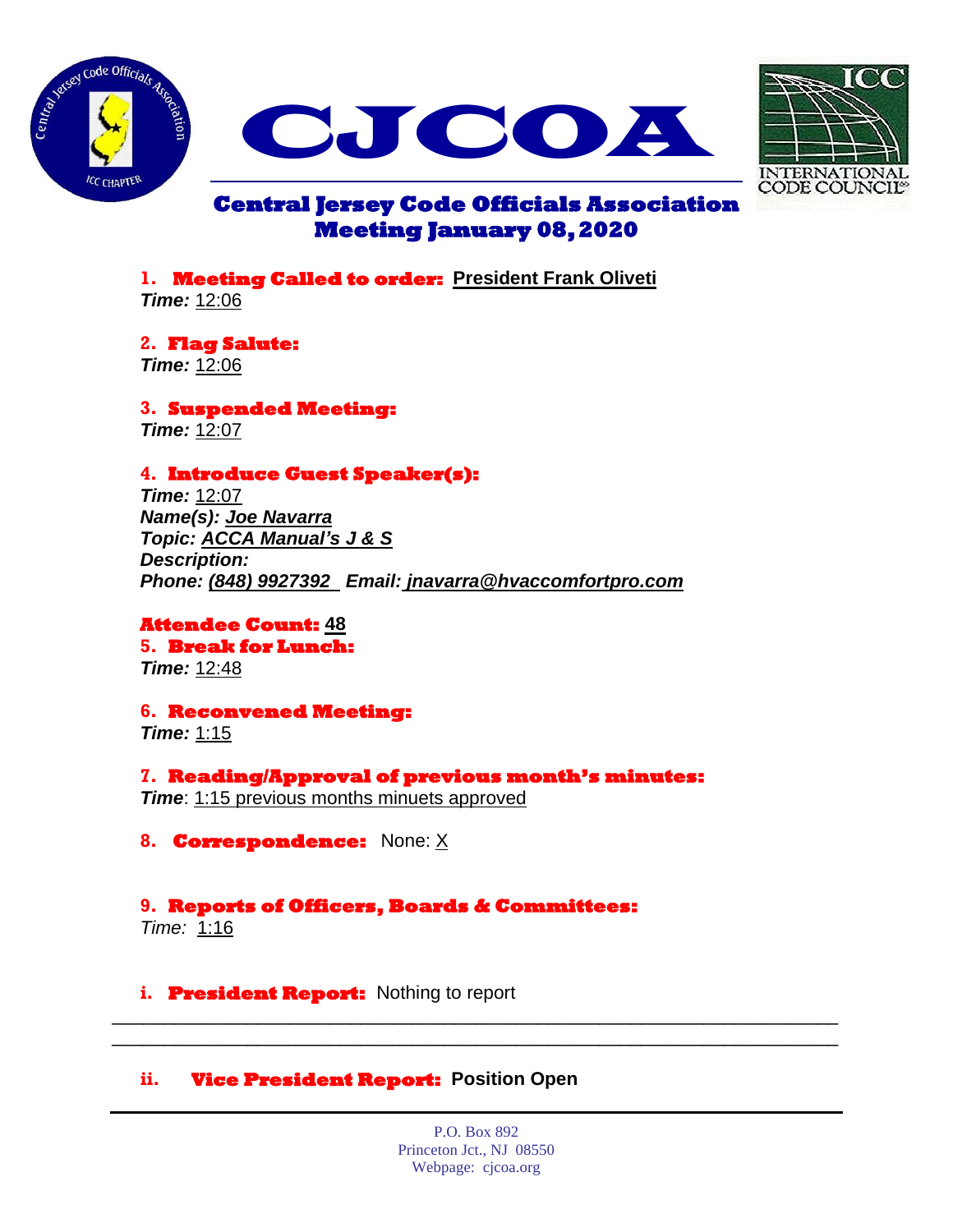# CJCOA

## Central Jersey Code Officials Association
## Meeting January 08, 2020

1. **Meeting Called to order:** President Frank Oliveti
   ***Time:*** 12:06

2. **Flag Salute:**
   ***Time:*** 12:06

3. **Suspended Meeting:**
   ***Time:*** 12:07

4. **Introduce Guest Speaker(s):**
   ***Time:*** 12:07
   ***Name(s):*** ***Joe Navarra***
   ***Topic:*** ***ACCA Manual's J & S***
   ***Description:***
   ***Phone:*** ***(848) 9927392*** ***Email:*** ***jnavarra@hvaccomfortpro.com***

**Attendee Count:** 48

5. **Break for Lunch:**
   ***Time:*** 12:48

6. **Reconvened Meeting:**
   ***Time:*** 1:15

7. **Reading/Approval of previous month's minutes:**
   ***Time***: 1:15 previous months minuets approved

8. **Correspondence:** None: X

9. **Reports of Officers, Boards & Committees:**
   *Time:* 1:16

   i. **President Report:** Nothing to report

   ii. **Vice President Report:** **Position Open**

P.O. Box 892
Princeton Jct., NJ 08550
Webpage: cjcoa.org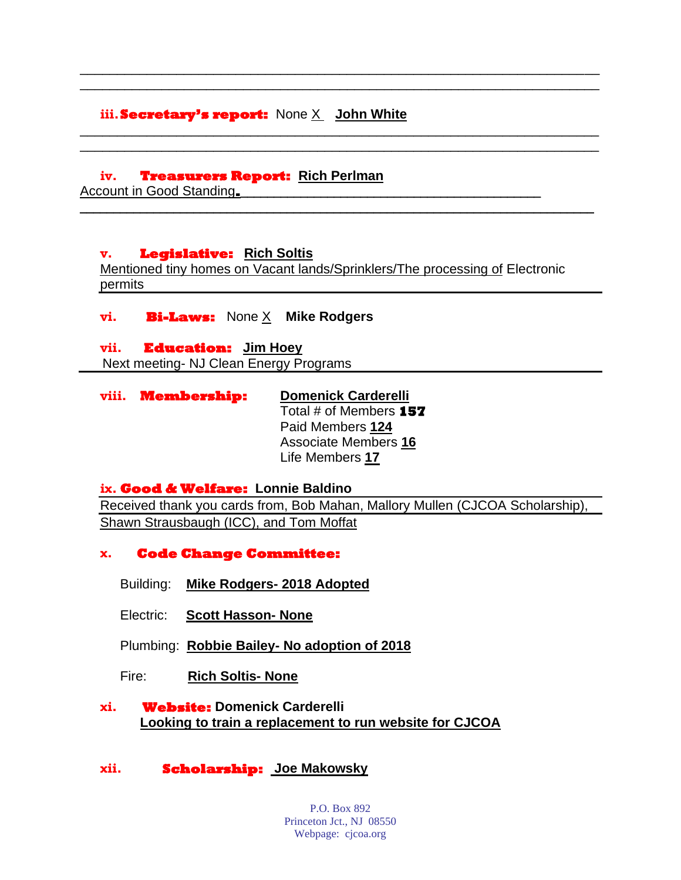**iii. Secretary's report:** None X **John White**

**iv. Treasurers Report:** **Rich Perlman**

Account in Good Standing.

**v. Legislative:** **Rich Soltis**

Mentioned tiny homes on Vacant lands/Sprinklers/The processing of Electronic permits

**vi. Bi-Laws:** None X **Mike Rodgers**

**vii. Education:** **Jim Hoey**

Next meeting- NJ Clean Energy Programs

**viii. Membership:** **Domenick Carderelli**

Total # of Members **157**
Paid Members **124**
Associate Members **16**
Life Members **17**

**ix. Good & Welfare:** **Lonnie Baldino**

Received thank you cards from, Bob Mahan, Mallory Mullen (CJCOA Scholarship), Shawn Strausbaugh (ICC), and Tom Moffat

**x. Code Change Committee:**

Building: **Mike Rodgers- 2018 Adopted**

Electric: **Scott Hasson- None**

Plumbing: **Robbie Bailey- No adoption of 2018**

Fire: **Rich Soltis- None**

**xi. Website:** **Domenick Carderelli**

**Looking to train a replacement to run website for CJCOA**

**xii. Scholarship:** **Joe Makowsky**

P.O. Box 892
Princeton Jct., NJ 08550
Webpage: cjcoa.org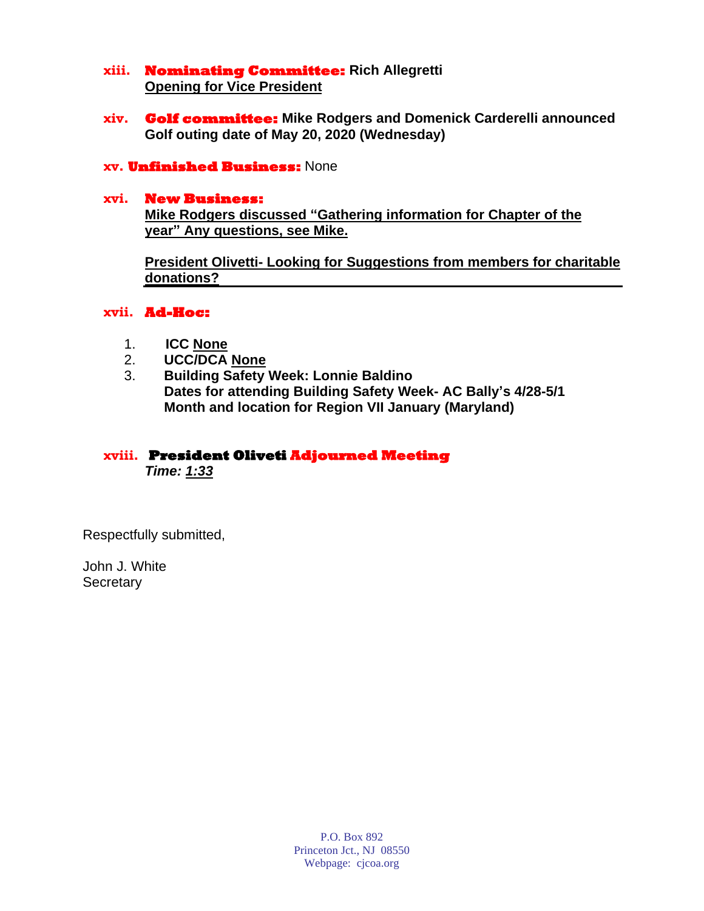xiii. **Nominating Committee:** **Rich Allegretti**
**<u>Opening for Vice President</u>**

xiv. **Golf committee:** **Mike Rodgers and Domenick Carderelli announced Golf outing date of May 20, 2020 (Wednesday)**

xv. **Unfinished Business:** None

xvi. **New Business:**
**<u>Mike Rodgers discussed "Gathering information for Chapter of the year" Any questions, see Mike.</u>**

**<u>President Olivetti- Looking for Suggestions from members for charitable donations?</u>**

xvii. **Ad-Hoc:**

1. **ICC <u>None</u>**
2. **UCC/DCA <u>None</u>**
3. **Building Safety Week: Lonnie Baldino**
   **Dates for attending Building Safety Week- AC Bally's 4/28-5/1**
   **Month and location for Region VII January (Maryland)**

xviii. **President Oliveti Adjourned Meeting**
***Time: <u>1:33</u>***

Respectfully submitted,

John J. White
Secretary

P.O. Box 892
Princeton Jct., NJ 08550
Webpage: cjcoa.org